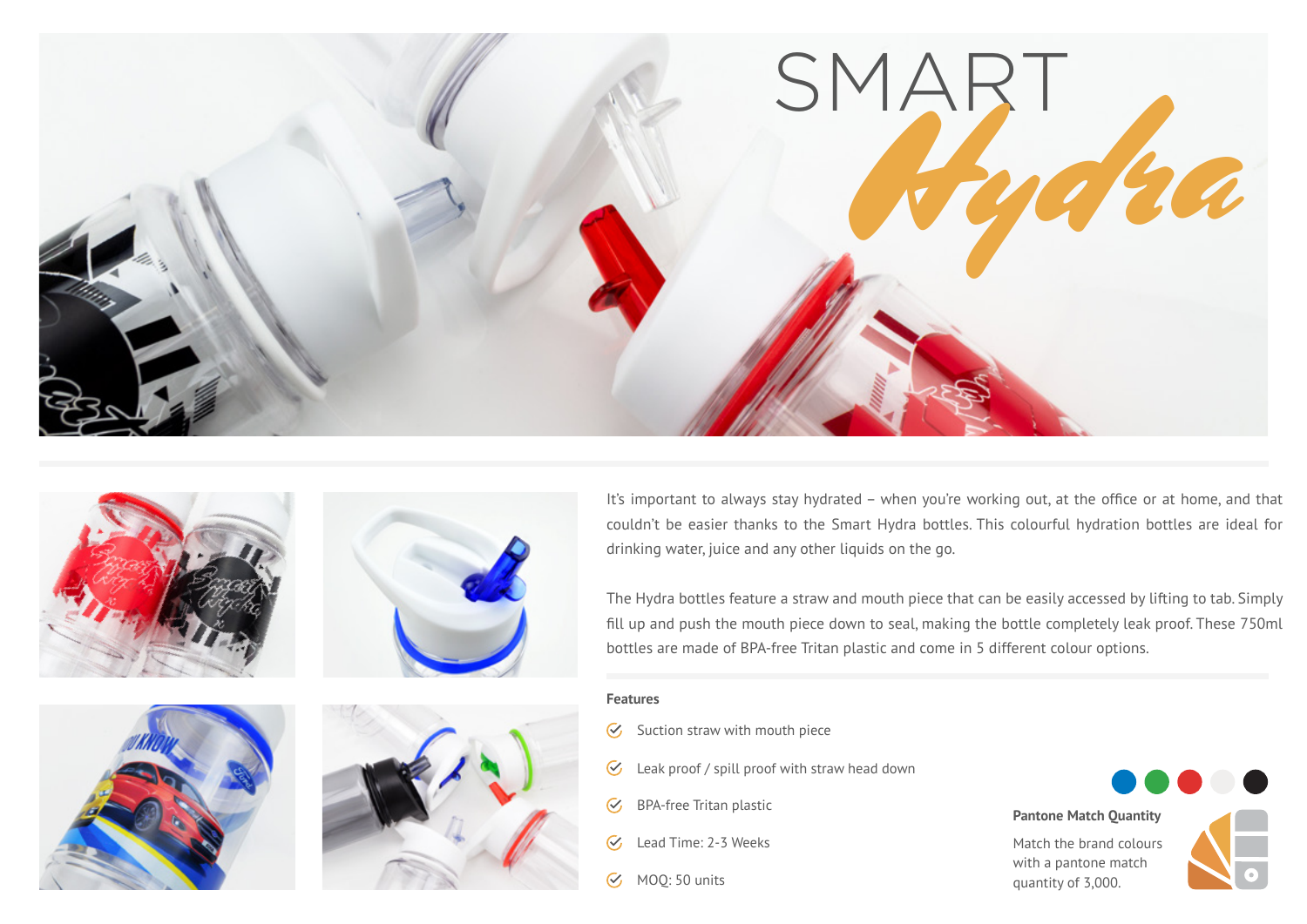# SMART *Hydra*

It's important to always stay hydrated – when you're working out, at the office or at home, and that couldn't be easier thanks to the Smart Hydra bottles. This colourful hydration bottles are ideal for drinking water, juice and any other liquids on the go.

The Hydra bottles feature a straw and mouth piece that can be easily accessed by lifting to tab. Simply fill up and push the mouth piece down to seal, making the bottle completely leak proof. These 750ml bottles are made of BPA-free Tritan plastic and come in 5 different colour options.

**Features**

- Suction straw with mouth piece
- Leak proof / spill proof with straw head down
- BPA-free Tritan plastic
- Lead Time: 2-3 Weeks
- MOQ: 50 units

**Pantone Match Quantity**

Match the brand colours with a pantone match quantity of 3,000.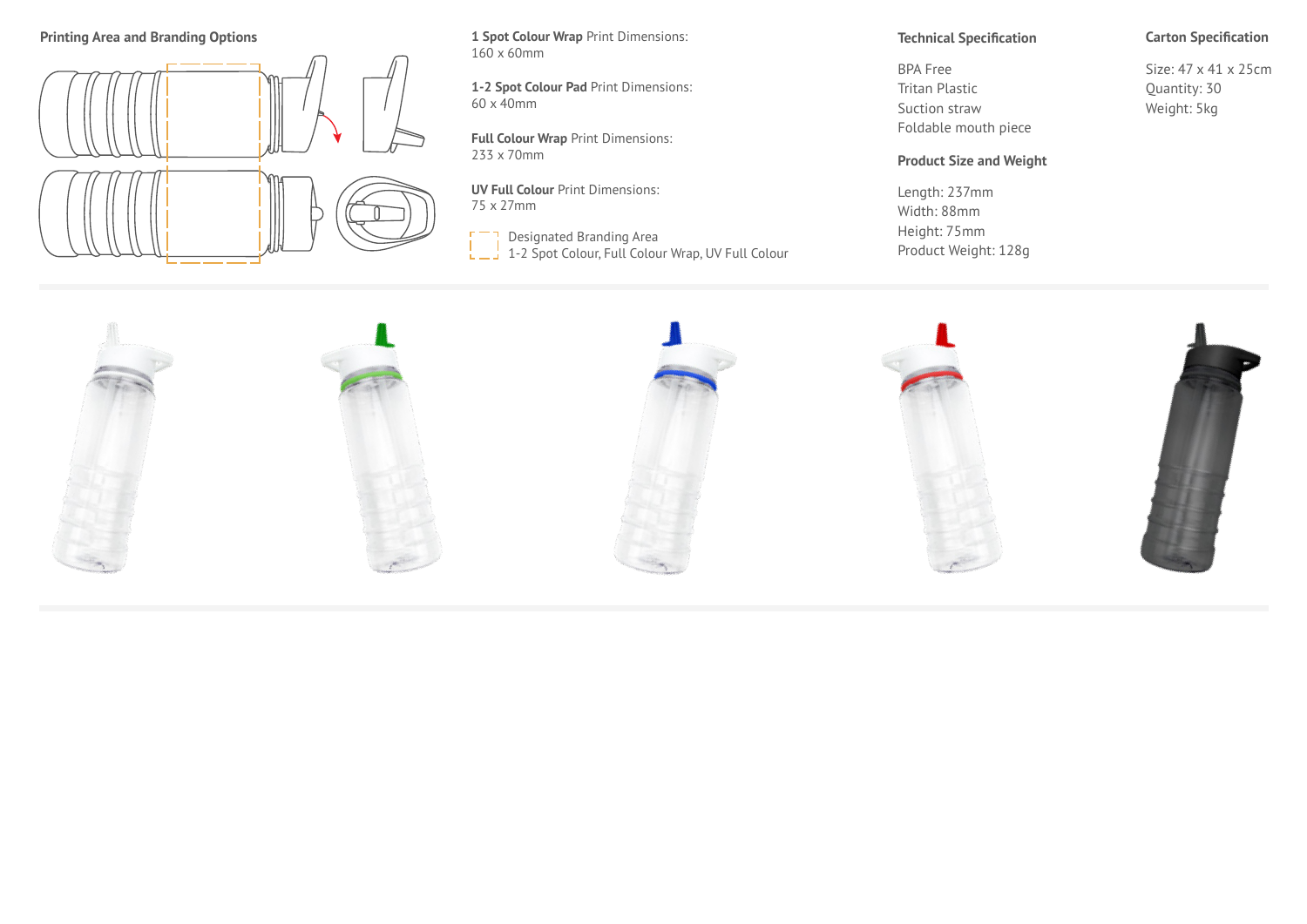## Printing Area and Branding Options

**1 Spot Colour Wrap** Print Dimensions:
160 x 60mm

**1-2 Spot Colour Pad** Print Dimensions:
60 x 40mm

**Full Colour Wrap** Print Dimensions:
233 x 70mm

**UV Full Colour** Print Dimensions:
75 x 27mm

Designated Branding Area
1-2 Spot Colour, Full Colour Wrap, UV Full Colour

## Technical Specification

BPA Free
Tritan Plastic
Suction straw
Foldable mouth piece

## Product Size and Weight

Length: 237mm
Width: 88mm
Height: 75mm
Product Weight: 128g

## Carton Specification

Size: 47 x 41 x 25cm
Quantity: 30
Weight: 5kg